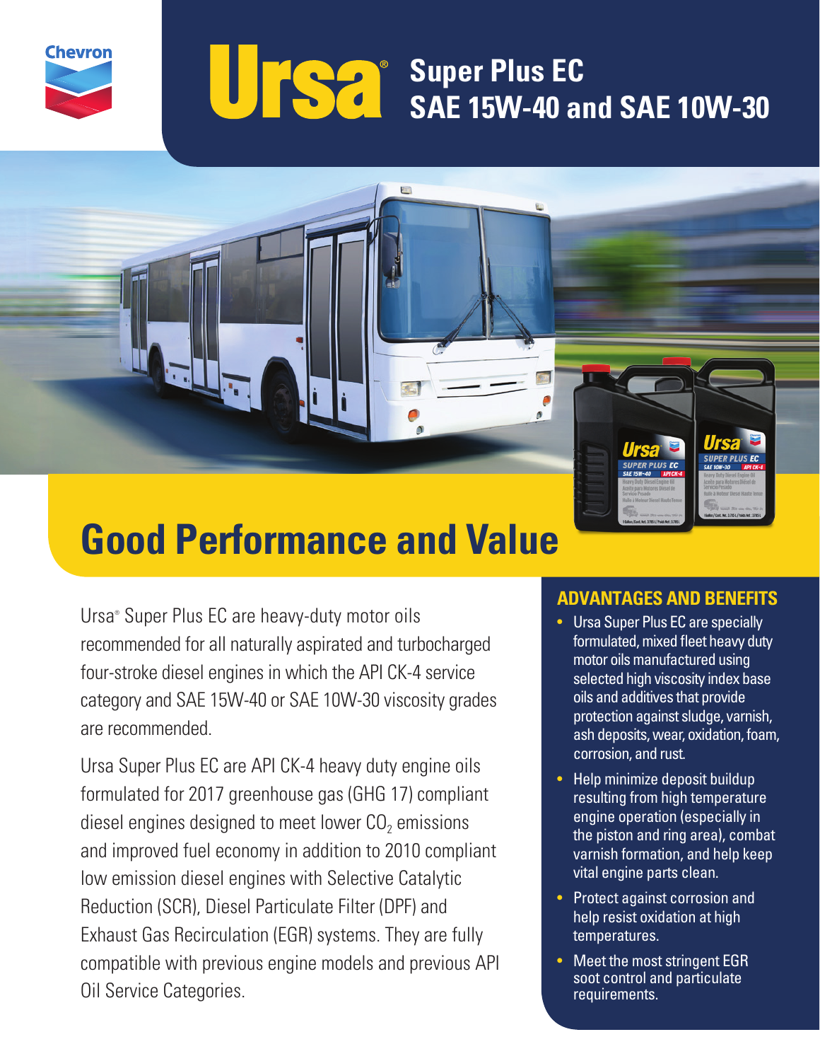Chevron

# Ursa® Super Plus EC SAE 15W-40 and SAE 10W-30

## Good Performance and Value

Ursa® Super Plus EC are heavy-duty motor oils recommended for all naturally aspirated and turbocharged four-stroke diesel engines in which the API CK-4 service category and SAE 15W-40 or SAE 10W-30 viscosity grades are recommended.

Ursa Super Plus EC are API CK-4 heavy duty engine oils formulated for 2017 greenhouse gas (GHG 17) compliant diesel engines designed to meet lower $CO_2$ emissions and improved fuel economy in addition to 2010 compliant low emission diesel engines with Selective Catalytic Reduction (SCR), Diesel Particulate Filter (DPF) and Exhaust Gas Recirculation (EGR) systems. They are fully compatible with previous engine models and previous API Oil Service Categories.

### ADVANTAGES AND BENEFITS

- Ursa Super Plus EC are specially formulated, mixed fleet heavy duty motor oils manufactured using selected high viscosity index base oils and additives that provide protection against sludge, varnish, ash deposits, wear, oxidation, foam, corrosion, and rust.
- Help minimize deposit buildup resulting from high temperature engine operation (especially in the piston and ring area), combat varnish formation, and help keep vital engine parts clean.
- Protect against corrosion and help resist oxidation at high temperatures.
- Meet the most stringent EGR soot control and particulate requirements.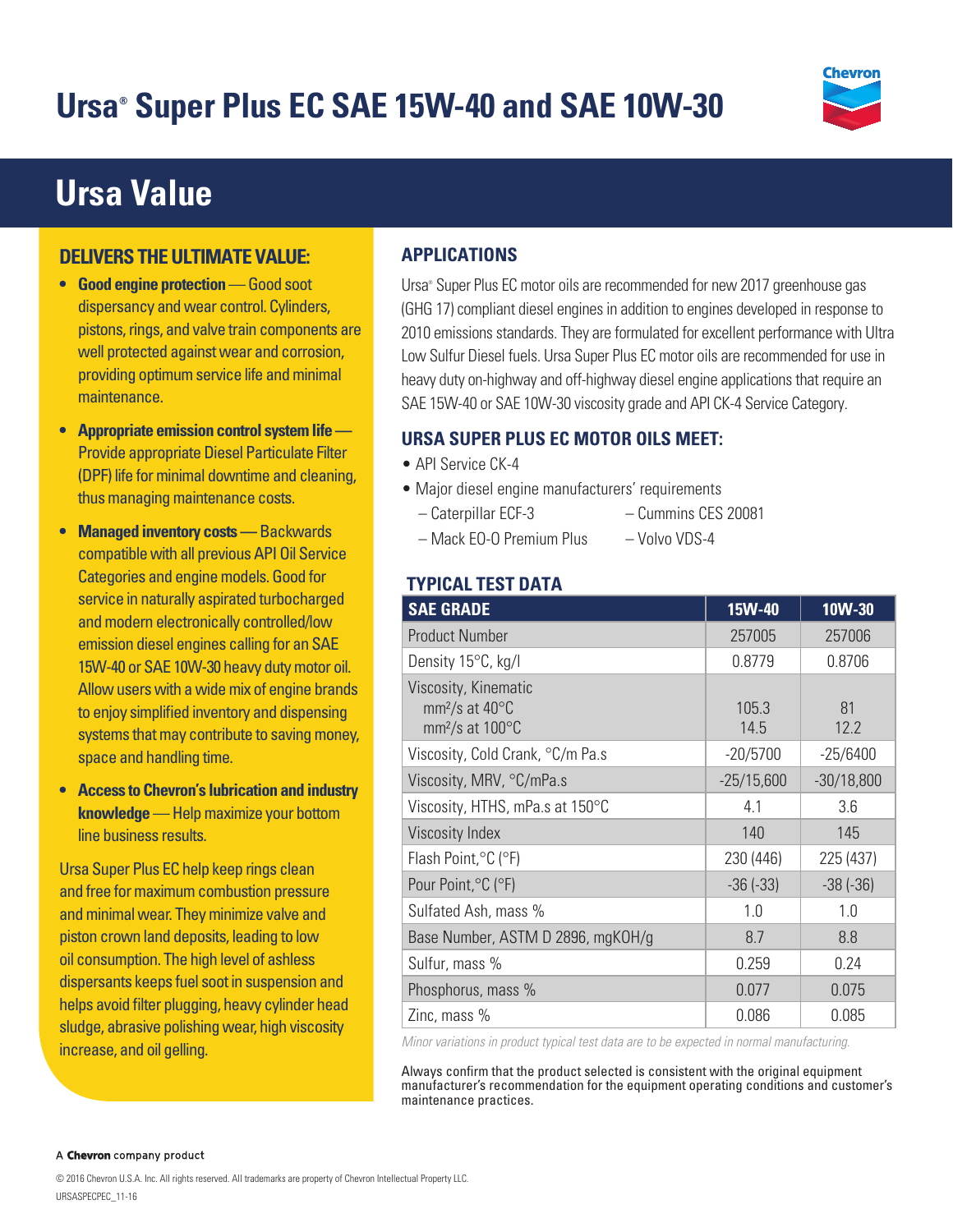# Ursa® Super Plus EC SAE 15W-40 and SAE 10W-30

## Ursa Value

### DELIVERS THE ULTIMATE VALUE:

- **Good engine protection** — Good soot dispersancy and wear control. Cylinders, pistons, rings, and valve train components are well protected against wear and corrosion, providing optimum service life and minimal maintenance.
- **Appropriate emission control system life** — Provide appropriate Diesel Particulate Filter (DPF) life for minimal downtime and cleaning, thus managing maintenance costs.
- **Managed inventory costs** — Backwards compatible with all previous API Oil Service Categories and engine models. Good for service in naturally aspirated turbocharged and modern electronically controlled/low emission diesel engines calling for an SAE 15W-40 or SAE 10W-30 heavy duty motor oil. Allow users with a wide mix of engine brands to enjoy simplified inventory and dispensing systems that may contribute to saving money, space and handling time.
- **Access to Chevron's lubrication and industry knowledge** — Help maximize your bottom line business results.

Ursa Super Plus EC help keep rings clean and free for maximum combustion pressure and minimal wear. They minimize valve and piston crown land deposits, leading to low oil consumption. The high level of ashless dispersants keeps fuel soot in suspension and helps avoid filter plugging, heavy cylinder head sludge, abrasive polishing wear, high viscosity increase, and oil gelling.

### APPLICATIONS

Ursa® Super Plus EC motor oils are recommended for new 2017 greenhouse gas (GHG 17) compliant diesel engines in addition to engines developed in response to 2010 emissions standards. They are formulated for excellent performance with Ultra Low Sulfur Diesel fuels. Ursa Super Plus EC motor oils are recommended for use in heavy duty on-highway and off-highway diesel engine applications that require an SAE 15W-40 or SAE 10W-30 viscosity grade and API CK-4 Service Category.

### URSA SUPER PLUS EC MOTOR OILS MEET:

- API Service CK-4
- Major diesel engine manufacturers' requirements
  - Caterpillar ECF-3
  - Cummins CES 20081
  - Mack EO-O Premium Plus
  - Volvo VDS-4

### TYPICAL TEST DATA

| SAE GRADE | 15W-40 | 10W-30 |
|---|---|---|
| Product Number | 257005 | 257006 |
| Density 15°C, kg/l | 0.8779 | 0.8706 |
| Viscosity, Kinematic<br>mm²/s at 40°C<br>mm²/s at 100°C | <br>105.3<br>14.5 | <br>81<br>12.2 |
| Viscosity, Cold Crank, °C/m Pa.s | -20/5700 | -25/6400 |
| Viscosity, MRV, °C/mPa.s | -25/15,600 | -30/18,800 |
| Viscosity, HTHS, mPa.s at 150°C | 4.1 | 3.6 |
| Viscosity Index | 140 | 145 |
| Flash Point,°C (°F) | 230 (446) | 225 (437) |
| Pour Point,°C (°F) | -36 (-33) | -38 (-36) |
| Sulfated Ash, mass % | 1.0 | 1.0 |
| Base Number, ASTM D 2896, mgKOH/g | 8.7 | 8.8 |
| Sulfur, mass % | 0.259 | 0.24 |
| Phosphorus, mass % | 0.077 | 0.075 |
| Zinc, mass % | 0.086 | 0.085 |

*Minor variations in product typical test data are to be expected in normal manufacturing.*

Always confirm that the product selected is consistent with the original equipment manufacturer's recommendation for the equipment operating conditions and customer's maintenance practices.

A **Chevron** company product

© 2016 Chevron U.S.A. Inc. All rights reserved. All trademarks are property of Chevron Intellectual Property LLC.

URSASPECPEC_11-16